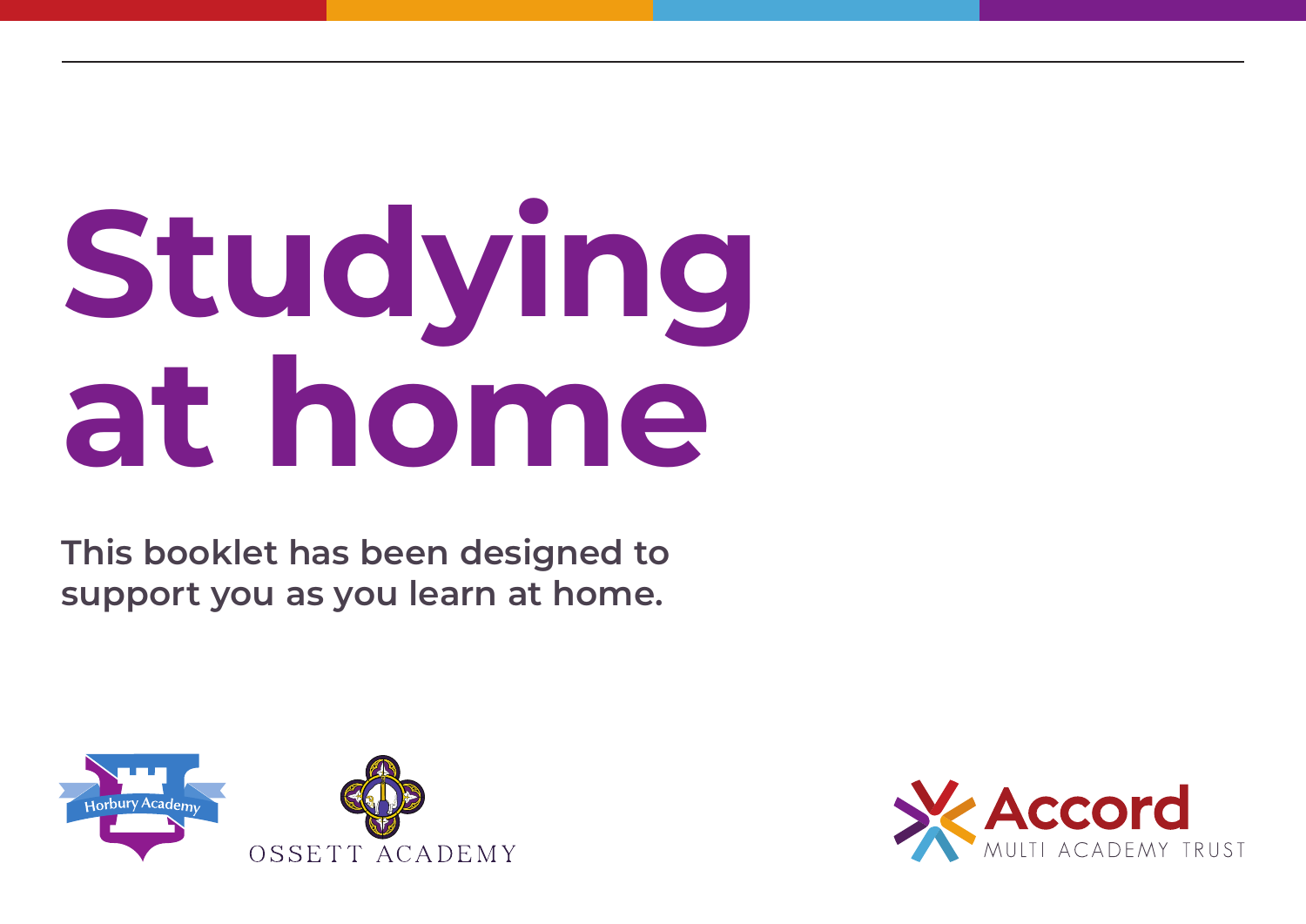# Studying at home

**This booklet has been designed to support you as you learn at home.**

Horbury Academy

OSSETT ACADEMY

Accord MULTI ACADEMY TRUST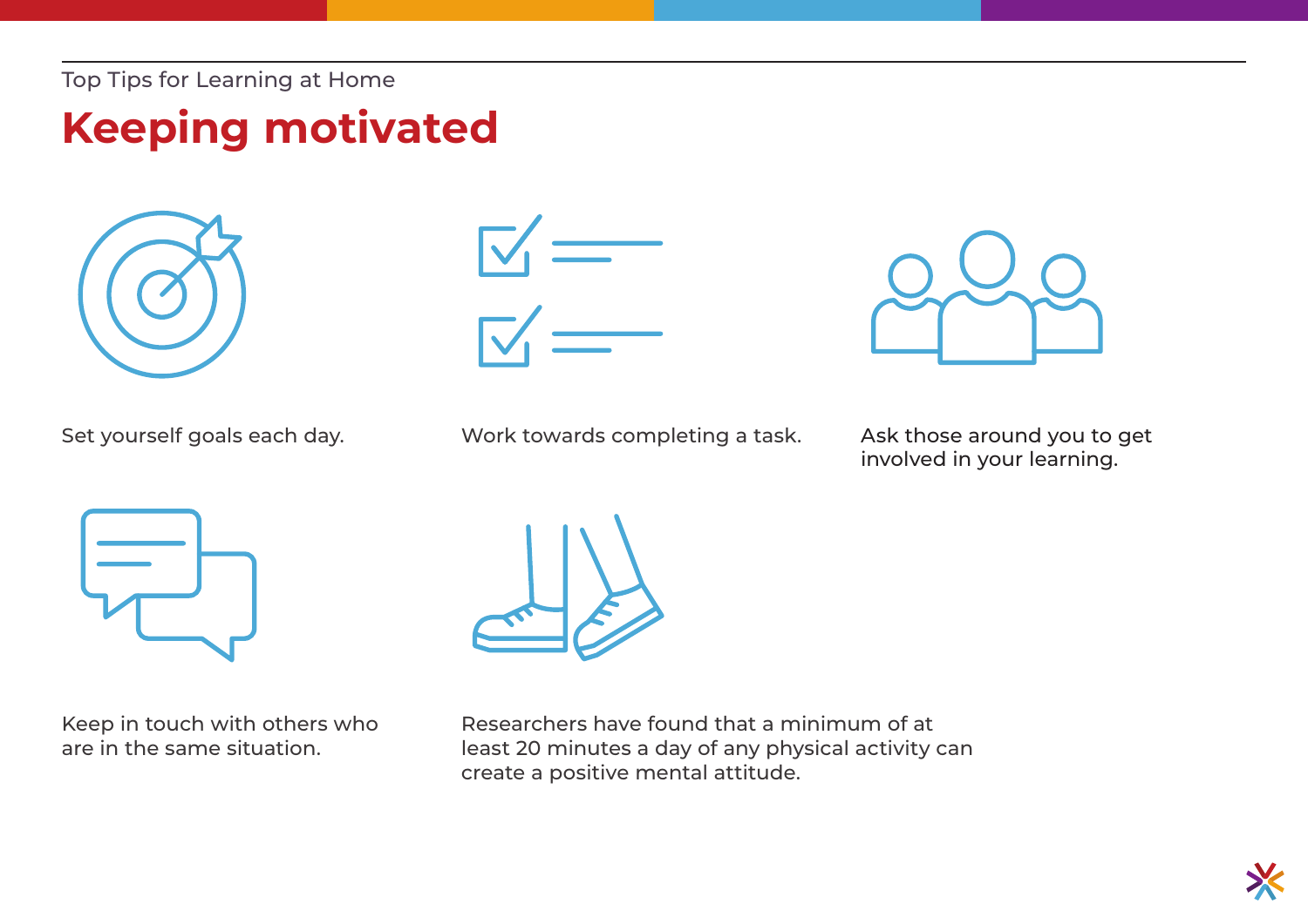Top Tips for Learning at Home

# Keeping motivated

Set yourself goals each day.

Work towards completing a task.

Ask those around you to get involved in your learning.

Keep in touch with others who are in the same situation.

Researchers have found that a minimum of at least 20 minutes a day of any physical activity can create a positive mental attitude.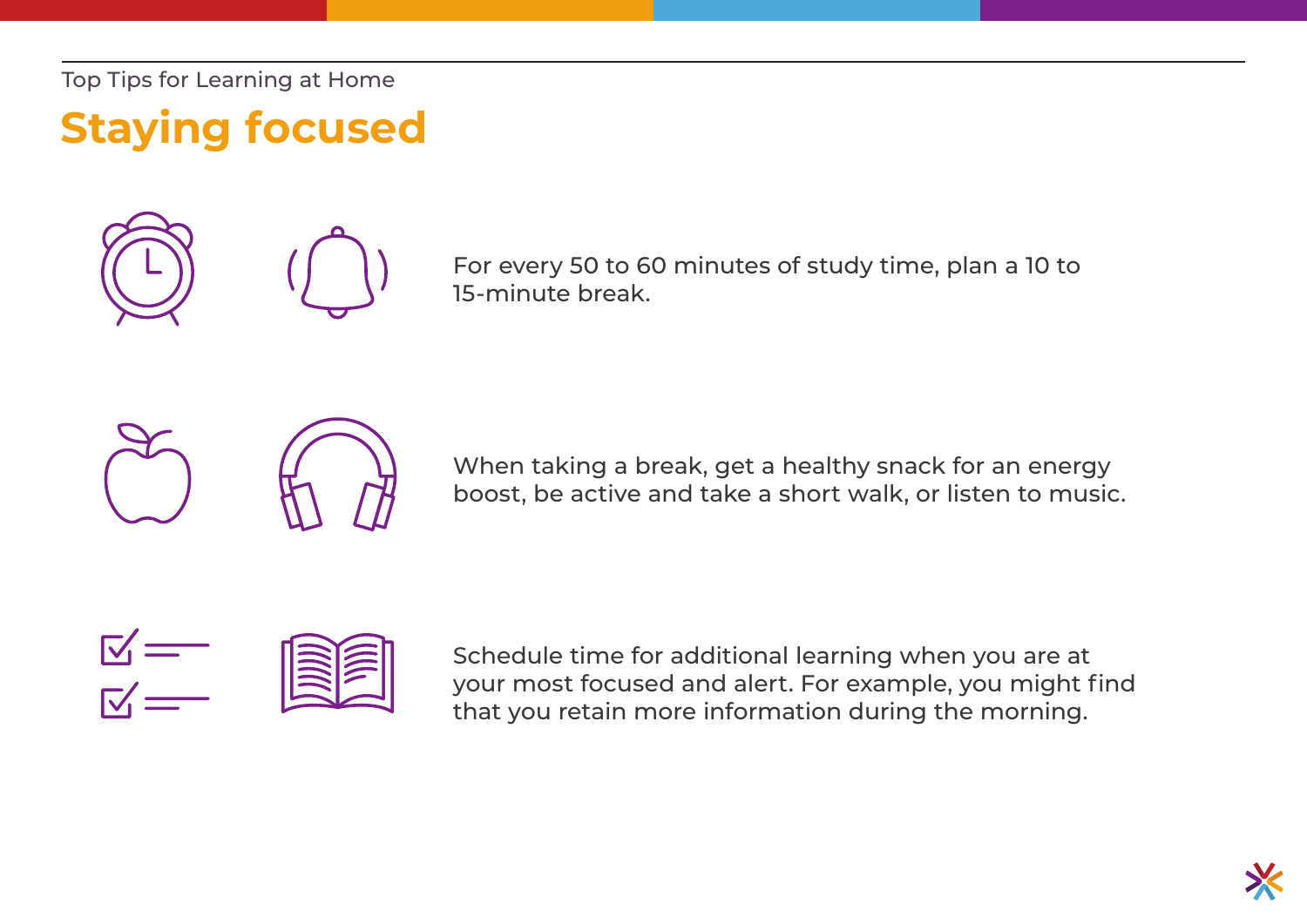Top Tips for Learning at Home

# Staying focused

For every 50 to 60 minutes of study time, plan a 10 to 15-minute break.

When taking a break, get a healthy snack for an energy boost, be active and take a short walk, or listen to music.

Schedule time for additional learning when you are at your most focused and alert. For example, you might find that you retain more information during the morning.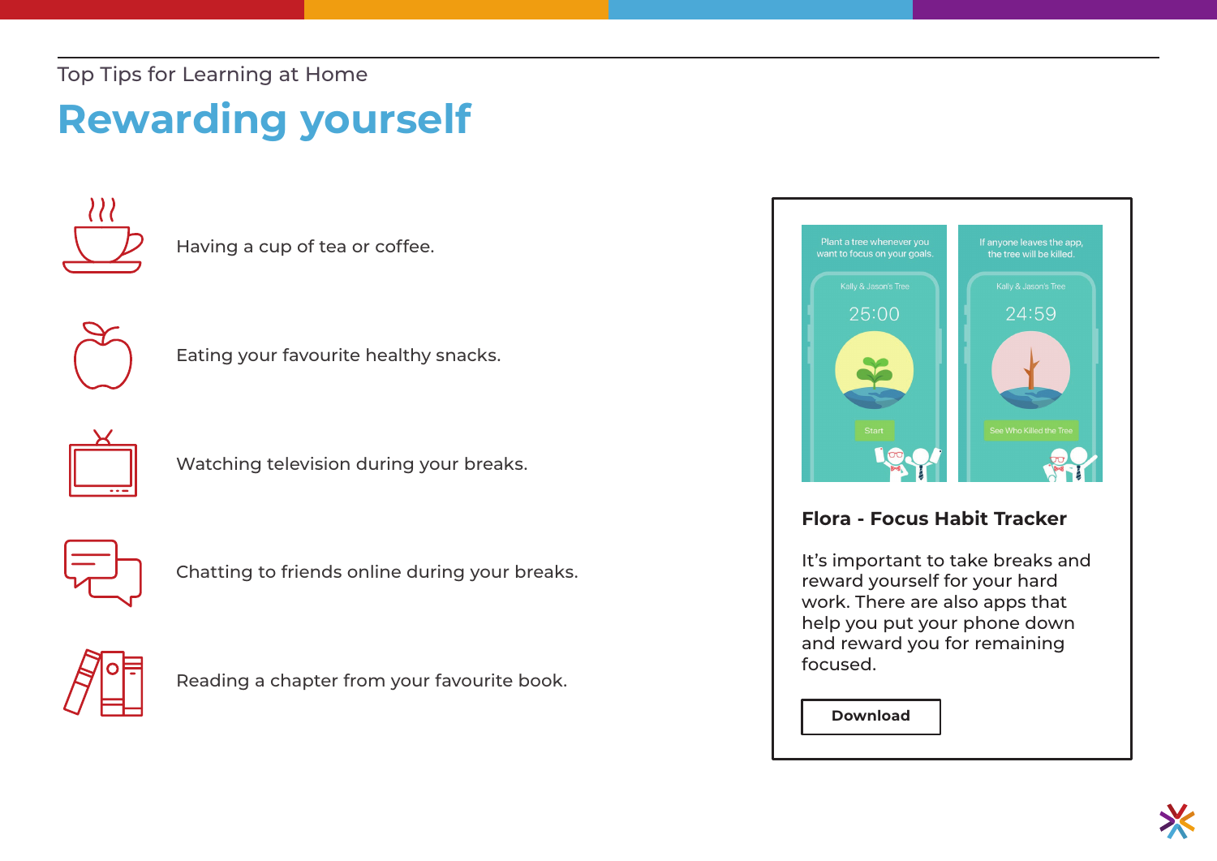Top Tips for Learning at Home

# Rewarding yourself

- Having a cup of tea or coffee.
- Eating your favourite healthy snacks.
- Watching television during your breaks.
- Chatting to friends online during your breaks.
- Reading a chapter from your favourite book.

### Flora - Focus Habit Tracker

It's important to take breaks and reward yourself for your hard work. There are also apps that help you put your phone down and reward you for remaining focused.

Download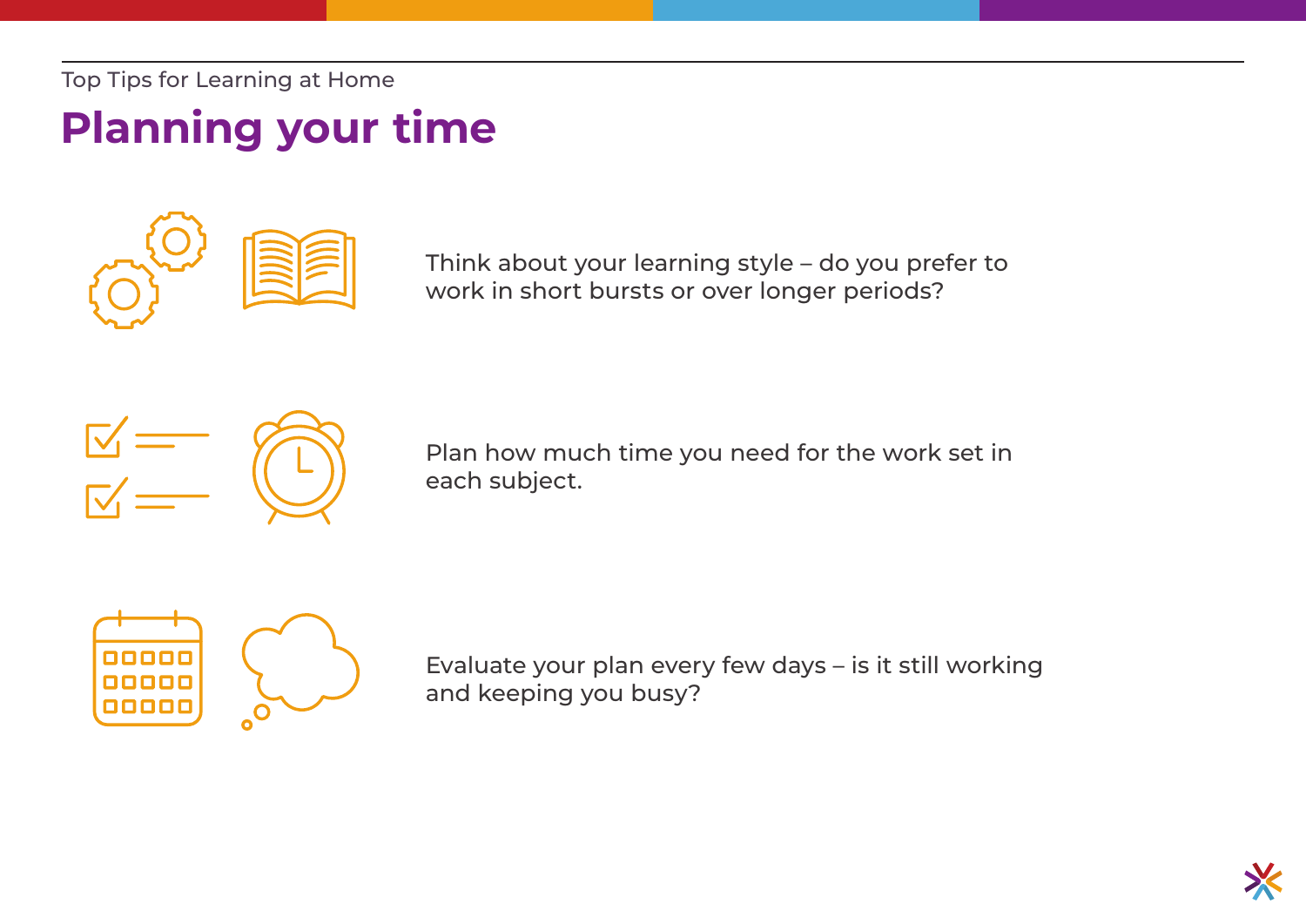Top Tips for Learning at Home

# Planning your time

Think about your learning style – do you prefer to work in short bursts or over longer periods?

Plan how much time you need for the work set in each subject.

Evaluate your plan every few days – is it still working and keeping you busy?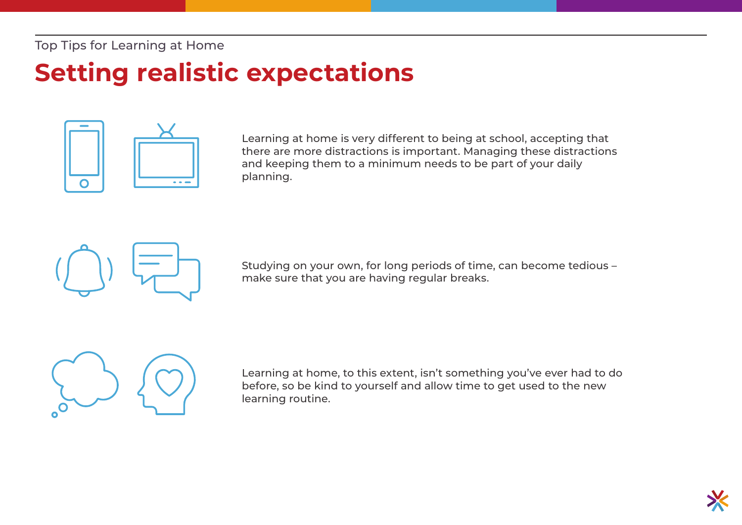Top Tips for Learning at Home

# Setting realistic expectations

Learning at home is very different to being at school, accepting that there are more distractions is important. Managing these distractions and keeping them to a minimum needs to be part of your daily planning.

Studying on your own, for long periods of time, can become tedious – make sure that you are having regular breaks.

Learning at home, to this extent, isn't something you've ever had to do before, so be kind to yourself and allow time to get used to the new learning routine.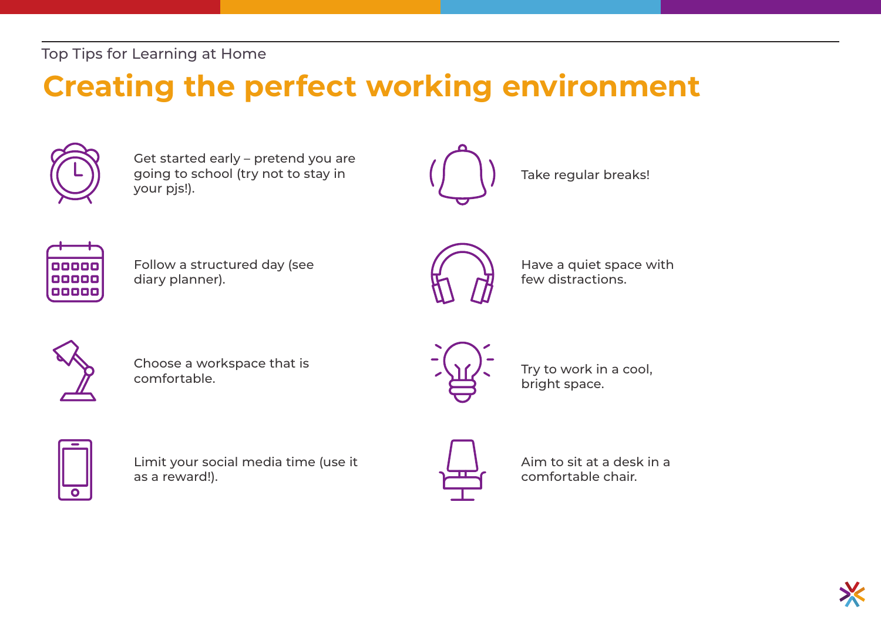Top Tips for Learning at Home

# Creating the perfect working environment

- Get started early – pretend you are going to school (try not to stay in your pjs!).
- Follow a structured day (see diary planner).
- Choose a workspace that is comfortable.
- Limit your social media time (use it as a reward!).
- Take regular breaks!
- Have a quiet space with few distractions.
- Try to work in a cool, bright space.
- Aim to sit at a desk in a comfortable chair.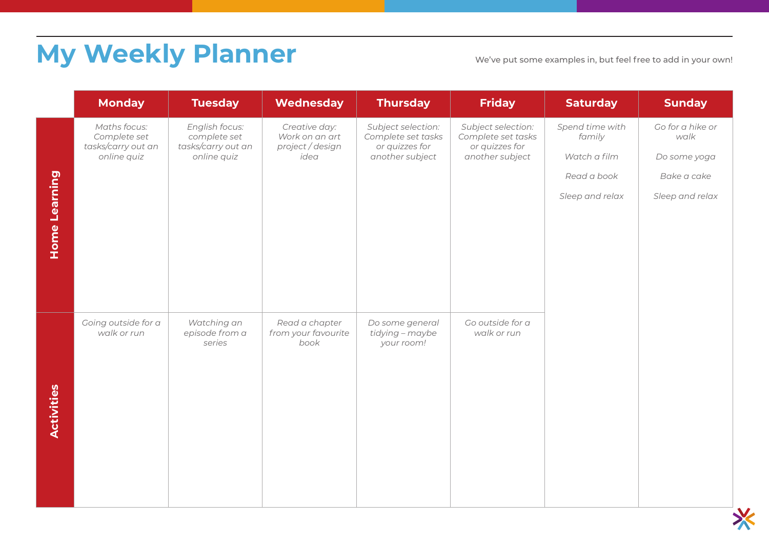# My Weekly Planner

We've put some examples in, but feel free to add in your own!

| | Monday | Tuesday | Wednesday | Thursday | Friday | Saturday | Sunday |
|---|---|---|---|---|---|---|---|
| **Home Learning** | *Maths focus: Complete set tasks/carry out an online quiz* | *English focus: complete set tasks/carry out an online quiz* | *Creative day: Work on an art project / design idea* | *Subject selection: Complete set tasks or quizzes for another subject* | *Subject selection: Complete set tasks or quizzes for another subject* | *Spend time with family*<br><br>*Watch a film*<br><br>*Read a book*<br><br>*Sleep and relax* | *Go for a hike or walk*<br><br>*Do some yoga*<br><br>*Bake a cake*<br><br>*Sleep and relax* |
| **Activities** | *Going outside for a walk or run* | *Watching an episode from a series* | *Read a chapter from your favourite book* | *Do some general tidying – maybe your room!* | *Go outside for a walk or run* | | |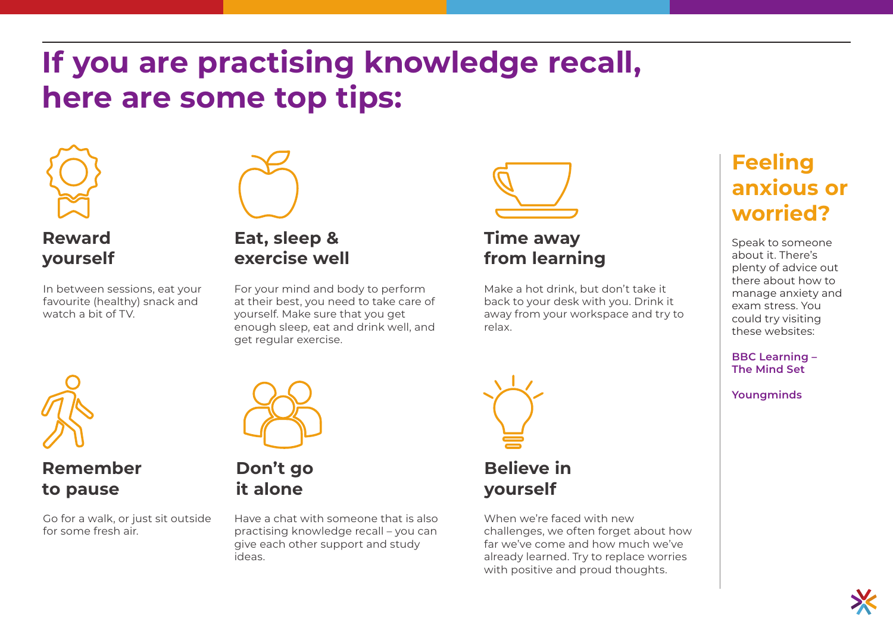# If you are practising knowledge recall, here are some top tips:

### Reward yourself

In between sessions, eat your favourite (healthy) snack and watch a bit of TV.

### Eat, sleep & exercise well

For your mind and body to perform at their best, you need to take care of yourself. Make sure that you get enough sleep, eat and drink well, and get regular exercise.

### Time away from learning

Make a hot drink, but don't take it back to your desk with you. Drink it away from your workspace and try to relax.

### Remember to pause

Go for a walk, or just sit outside for some fresh air.

### Don't go it alone

Have a chat with someone that is also practising knowledge recall – you can give each other support and study ideas.

### Believe in yourself

When we're faced with new challenges, we often forget about how far we've come and how much we've already learned. Try to replace worries with positive and proud thoughts.

## Feeling anxious or worried?

Speak to someone about it. There's plenty of advice out there about how to manage anxiety and exam stress. You could try visiting these websites:

**BBC Learning – The Mind Set**

**Youngminds**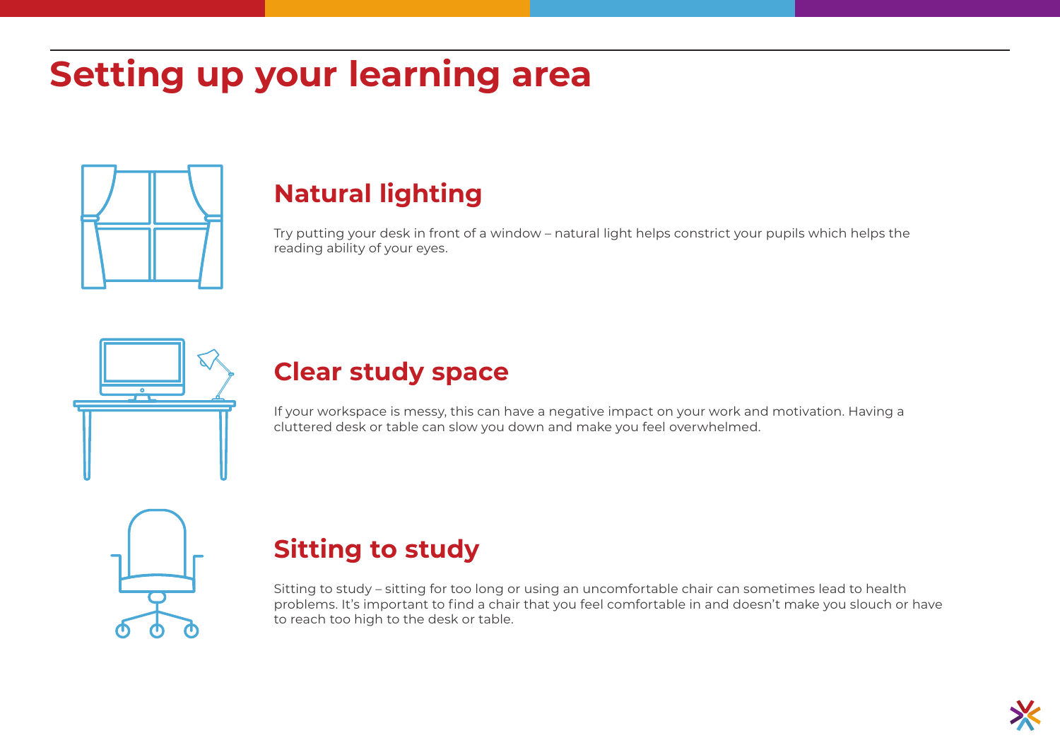# Setting up your learning area

## Natural lighting

Try putting your desk in front of a window – natural light helps constrict your pupils which helps the reading ability of your eyes.

## Clear study space

If your workspace is messy, this can have a negative impact on your work and motivation. Having a cluttered desk or table can slow you down and make you feel overwhelmed.

## Sitting to study

Sitting to study – sitting for too long or using an uncomfortable chair can sometimes lead to health problems. It's important to find a chair that you feel comfortable in and doesn't make you slouch or have to reach too high to the desk or table.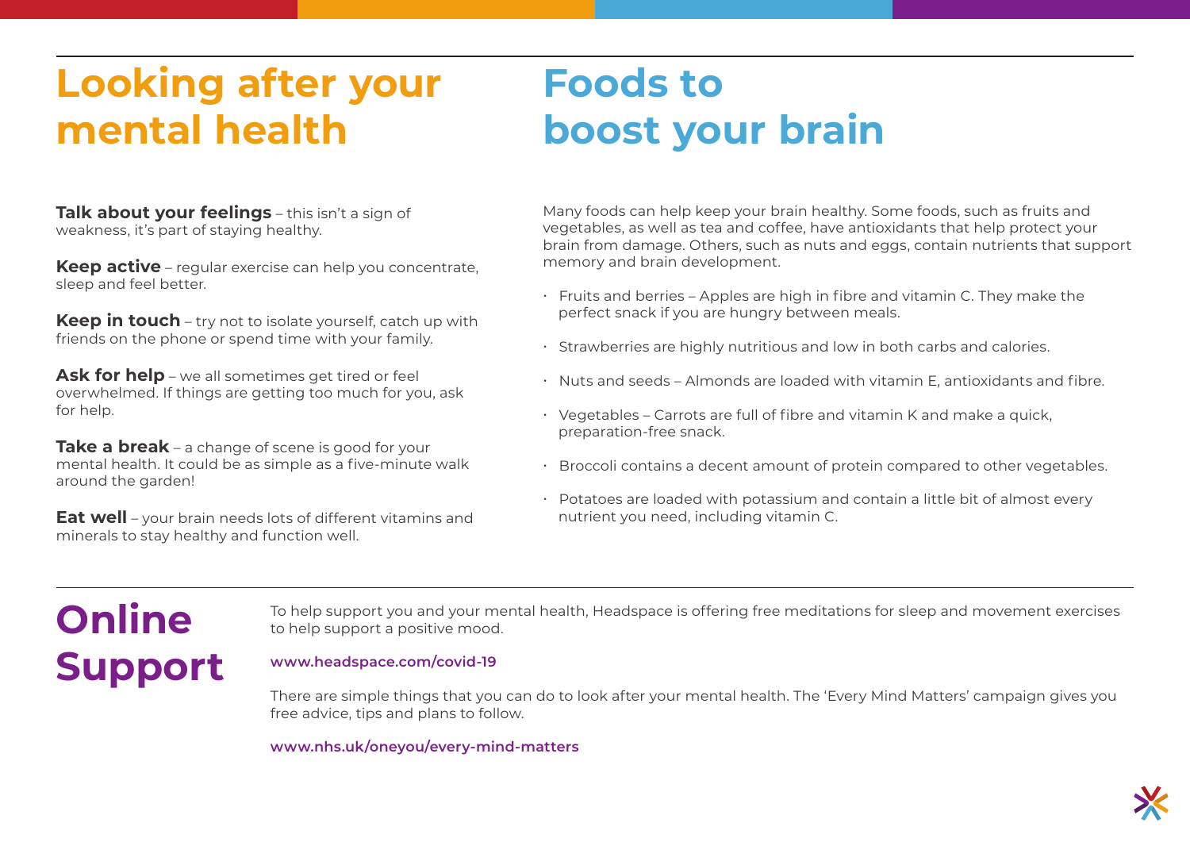# Looking after your mental health

**Talk about your feelings** – this isn't a sign of weakness, it's part of staying healthy.

**Keep active** – regular exercise can help you concentrate, sleep and feel better.

**Keep in touch** – try not to isolate yourself, catch up with friends on the phone or spend time with your family.

**Ask for help** – we all sometimes get tired or feel overwhelmed. If things are getting too much for you, ask for help.

**Take a break** – a change of scene is good for your mental health. It could be as simple as a five-minute walk around the garden!

**Eat well** – your brain needs lots of different vitamins and minerals to stay healthy and function well.

# Foods to boost your brain

Many foods can help keep your brain healthy. Some foods, such as fruits and vegetables, as well as tea and coffee, have antioxidants that help protect your brain from damage. Others, such as nuts and eggs, contain nutrients that support memory and brain development.

- Fruits and berries – Apples are high in fibre and vitamin C. They make the perfect snack if you are hungry between meals.
- Strawberries are highly nutritious and low in both carbs and calories.
- Nuts and seeds – Almonds are loaded with vitamin E, antioxidants and fibre.
- Vegetables – Carrots are full of fibre and vitamin K and make a quick, preparation-free snack.
- Broccoli contains a decent amount of protein compared to other vegetables.
- Potatoes are loaded with potassium and contain a little bit of almost every nutrient you need, including vitamin C.

# Online Support

To help support you and your mental health, Headspace is offering free meditations for sleep and movement exercises to help support a positive mood.

**www.headspace.com/covid-19**

There are simple things that you can do to look after your mental health. The 'Every Mind Matters' campaign gives you free advice, tips and plans to follow.

**www.nhs.uk/oneyou/every-mind-matters**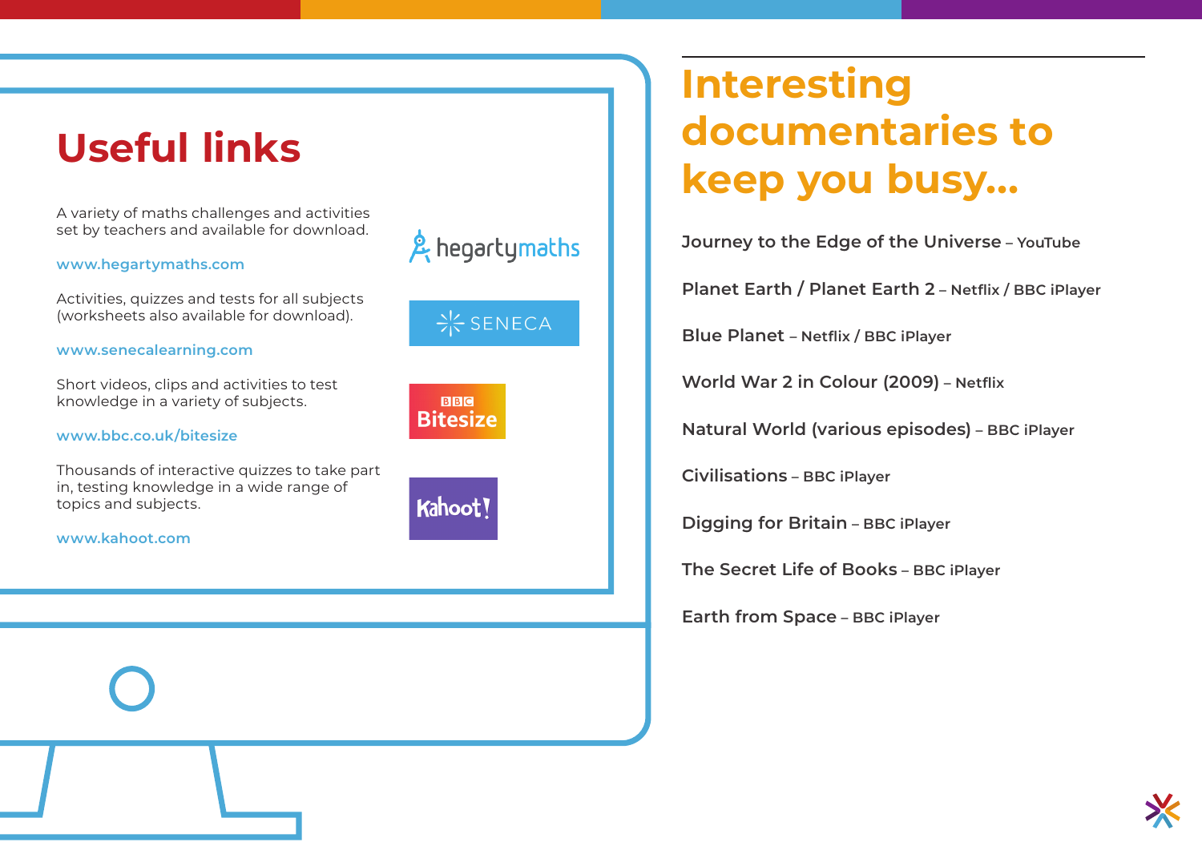## Useful links

A variety of maths challenges and activities set by teachers and available for download.

www.hegartymaths.com

Activities, quizzes and tests for all subjects (worksheets also available for download).

www.senecalearning.com

Short videos, clips and activities to test knowledge in a variety of subjects.

www.bbc.co.uk/bitesize

Thousands of interactive quizzes to take part in, testing knowledge in a wide range of topics and subjects.

www.kahoot.com

## Interesting documentaries to keep you busy...

**Journey to the Edge of the Universe** – YouTube

**Planet Earth / Planet Earth 2** – Netflix / BBC iPlayer

**Blue Planet** – Netflix / BBC iPlayer

**World War 2 in Colour (2009)** – Netflix

**Natural World (various episodes)** – BBC iPlayer

**Civilisations** – BBC iPlayer

**Digging for Britain** – BBC iPlayer

**The Secret Life of Books** – BBC iPlayer

**Earth from Space** – BBC iPlayer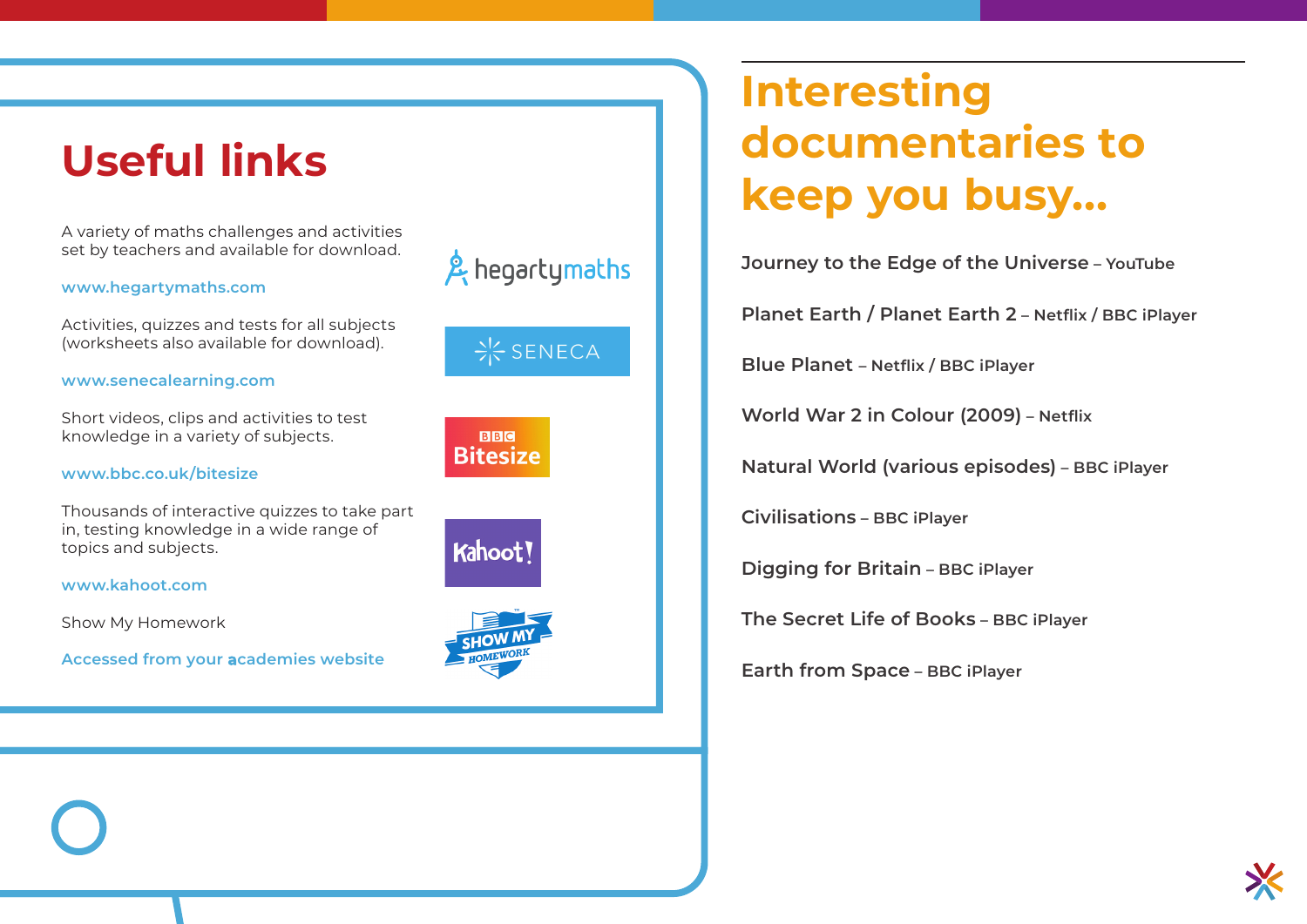# Useful links

A variety of maths challenges and activities set by teachers and available for download.

www.hegartymaths.com

Activities, quizzes and tests for all subjects (worksheets also available for download).

www.senecalearning.com

Short videos, clips and activities to test knowledge in a variety of subjects.

www.bbc.co.uk/bitesize

Thousands of interactive quizzes to take part in, testing knowledge in a wide range of topics and subjects.

www.kahoot.com

Show My Homework

Accessed from your academies website

# Interesting documentaries to keep you busy...

**Journey to the Edge of the Universe** – YouTube

**Planet Earth / Planet Earth 2** – Netflix / BBC iPlayer

**Blue Planet** – Netflix / BBC iPlayer

**World War 2 in Colour (2009)** – Netflix

**Natural World (various episodes)** – BBC iPlayer

**Civilisations** – BBC iPlayer

**Digging for Britain** – BBC iPlayer

**The Secret Life of Books** – BBC iPlayer

**Earth from Space** – BBC iPlayer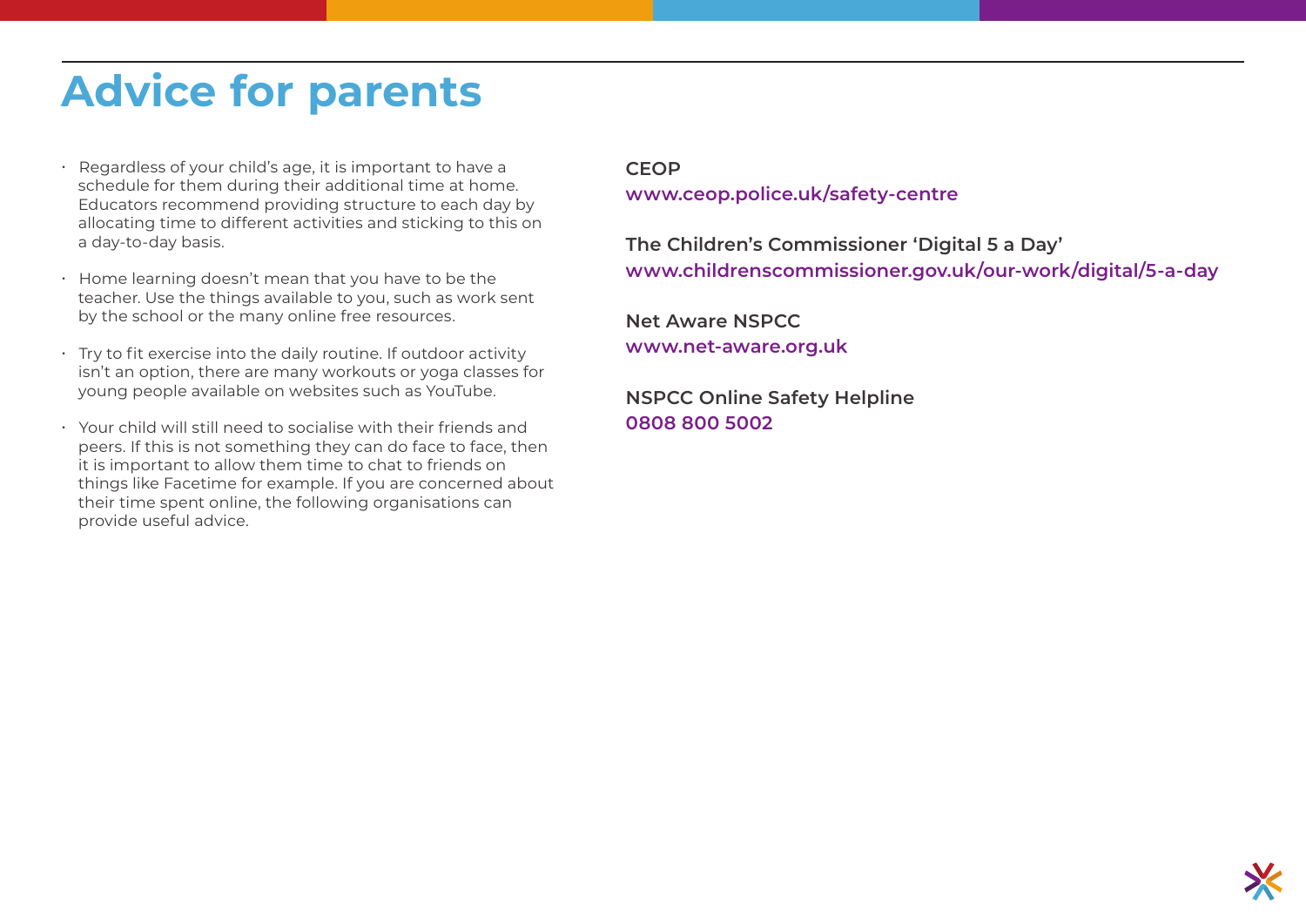# Advice for parents

- Regardless of your child's age, it is important to have a schedule for them during their additional time at home. Educators recommend providing structure to each day by allocating time to different activities and sticking to this on a day-to-day basis.
- Home learning doesn't mean that you have to be the teacher. Use the things available to you, such as work sent by the school or the many online free resources.
- Try to fit exercise into the daily routine. If outdoor activity isn't an option, there are many workouts or yoga classes for young people available on websites such as YouTube.
- Your child will still need to socialise with their friends and peers. If this is not something they can do face to face, then it is important to allow them time to chat to friends on things like Facetime for example. If you are concerned about their time spent online, the following organisations can provide useful advice.

**CEOP**
**www.ceop.police.uk/safety-centre**

**The Children's Commissioner 'Digital 5 a Day'**
**www.childrenscommissioner.gov.uk/our-work/digital/5-a-day**

**Net Aware NSPCC**
**www.net-aware.org.uk**

**NSPCC Online Safety Helpline**
**0808 800 5002**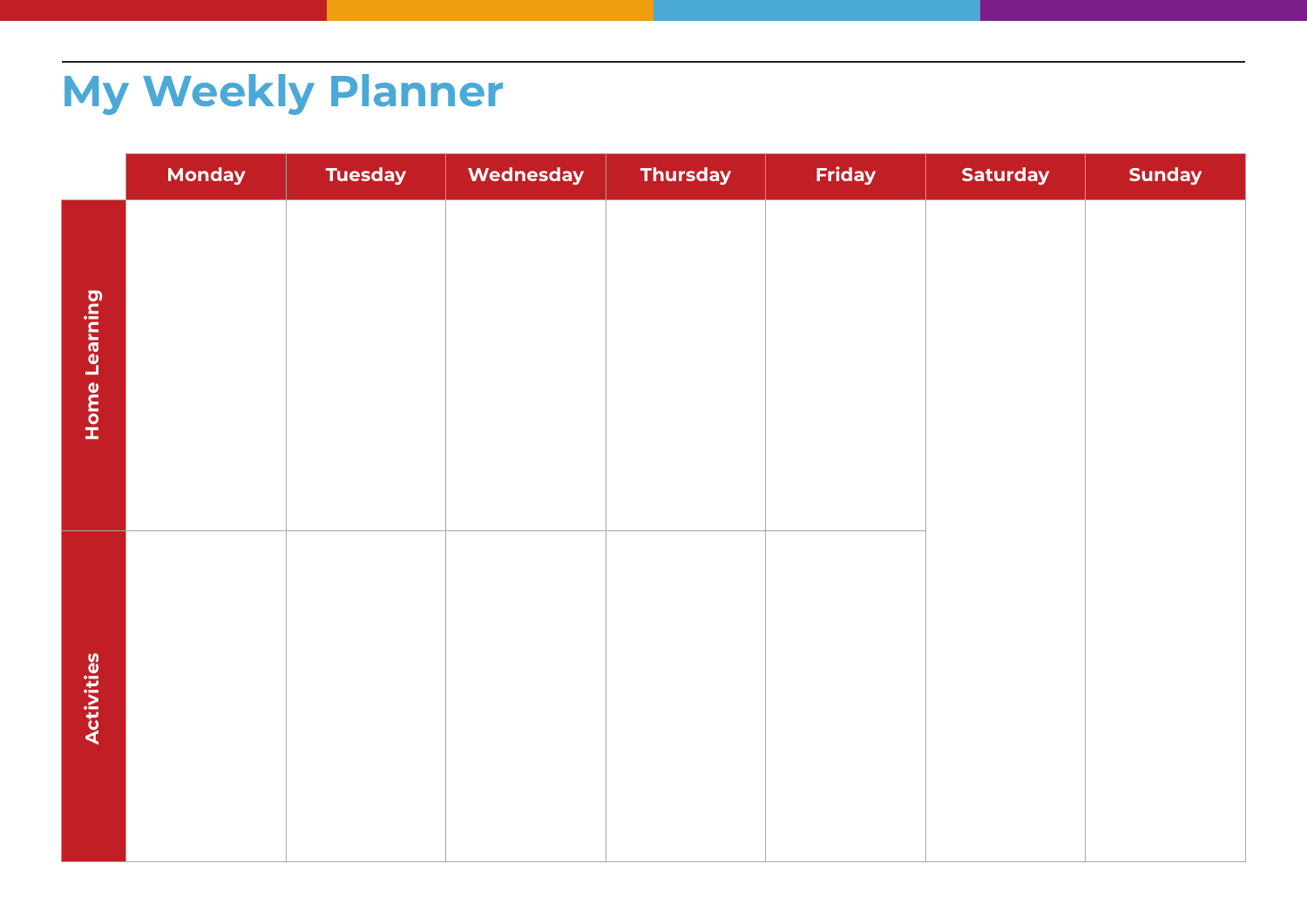# My Weekly Planner

| | Monday | Tuesday | Wednesday | Thursday | Friday | Saturday | Sunday |
|---|---|---|---|---|---|---|---|
| Home Learning | | | | | | | |
| Activities | | | | | | | |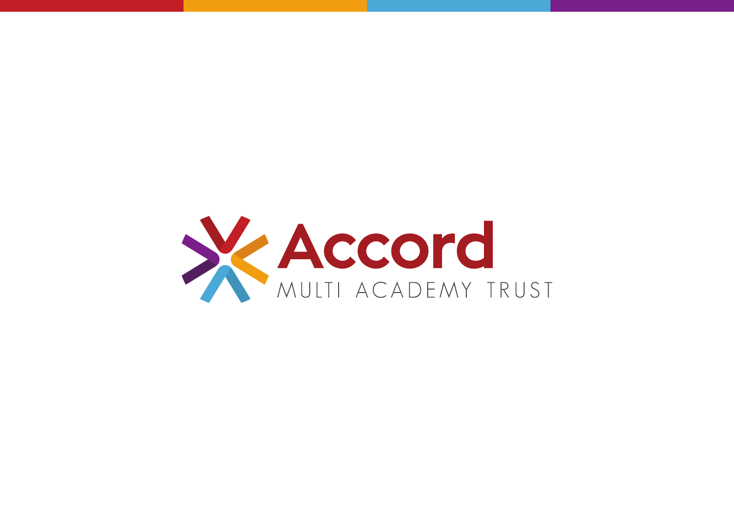Accord

MULTI ACADEMY TRUST